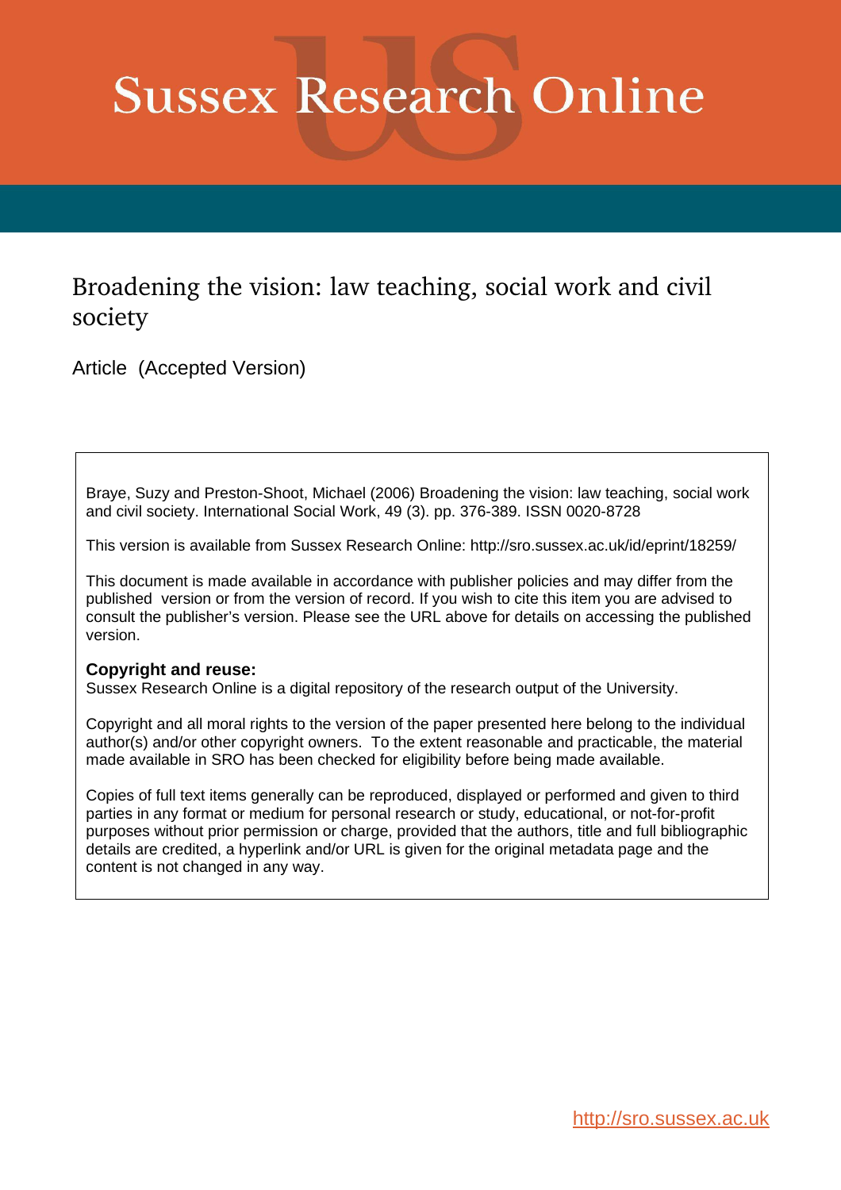# Sussex Research Online

## Broadening the vision: law teaching, social work and civil society

Article (Accepted Version)

Braye, Suzy and Preston-Shoot, Michael (2006) Broadening the vision: law teaching, social work and civil society. International Social Work, 49 (3). pp. 376-389. ISSN 0020-8728

This version is available from Sussex Research Online: http://sro.sussex.ac.uk/id/eprint/18259/

This document is made available in accordance with publisher policies and may differ from the published version or from the version of record. If you wish to cite this item you are advised to consult the publisher's version. Please see the URL above for details on accessing the published version.

**Copyright and reuse:**
Sussex Research Online is a digital repository of the research output of the University.

Copyright and all moral rights to the version of the paper presented here belong to the individual author(s) and/or other copyright owners. To the extent reasonable and practicable, the material made available in SRO has been checked for eligibility before being made available.

Copies of full text items generally can be reproduced, displayed or performed and given to third parties in any format or medium for personal research or study, educational, or not-for-profit purposes without prior permission or charge, provided that the authors, title and full bibliographic details are credited, a hyperlink and/or URL is given for the original metadata page and the content is not changed in any way.

http://sro.sussex.ac.uk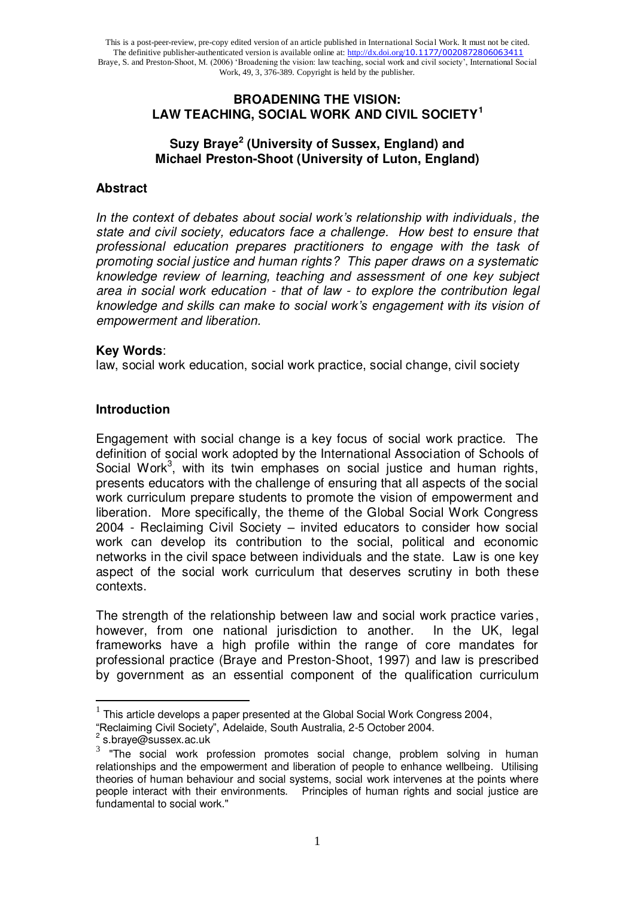This is a post-peer-review, pre-copy edited version of an article published in International Social Work. It must not be cited. The definitive publisher-authenticated version is available online at: http://dx.doi.org/10.1177/0020872806063411 Braye, S. and Preston-Shoot, M. (2006) 'Broadening the vision: law teaching, social work and civil society', International Social Work, 49, 3, 376-389. Copyright is held by the publisher.

# BROADENING THE VISION: LAW TEACHING, SOCIAL WORK AND CIVIL SOCIETY[1]

## Suzy Braye[2] (University of Sussex, England) and Michael Preston-Shoot (University of Luton, England)

### Abstract

*In the context of debates about social work's relationship with individuals, the state and civil society, educators face a challenge. How best to ensure that professional education prepares practitioners to engage with the task of promoting social justice and human rights? This paper draws on a systematic knowledge review of learning, teaching and assessment of one key subject area in social work education - that of law - to explore the contribution legal knowledge and skills can make to social work's engagement with its vision of empowerment and liberation.*

**Key Words**:
law, social work education, social work practice, social change, civil society

### Introduction

Engagement with social change is a key focus of social work practice. The definition of social work adopted by the International Association of Schools of Social Work[3], with its twin emphases on social justice and human rights, presents educators with the challenge of ensuring that all aspects of the social work curriculum prepare students to promote the vision of empowerment and liberation. More specifically, the theme of the Global Social Work Congress 2004 - Reclaiming Civil Society – invited educators to consider how social work can develop its contribution to the social, political and economic networks in the civil space between individuals and the state. Law is one key aspect of the social work curriculum that deserves scrutiny in both these contexts.

The strength of the relationship between law and social work practice varies, however, from one national jurisdiction to another. In the UK, legal frameworks have a high profile within the range of core mandates for professional practice (Braye and Preston-Shoot, 1997) and law is prescribed by government as an essential component of the qualification curriculum

---

[1] This article develops a paper presented at the Global Social Work Congress 2004, "Reclaiming Civil Society", Adelaide, South Australia, 2-5 October 2004.

[2] s.braye@sussex.ac.uk

[3] "The social work profession promotes social change, problem solving in human relationships and the empowerment and liberation of people to enhance wellbeing. Utilising theories of human behaviour and social systems, social work intervenes at the points where people interact with their environments. Principles of human rights and social justice are fundamental to social work."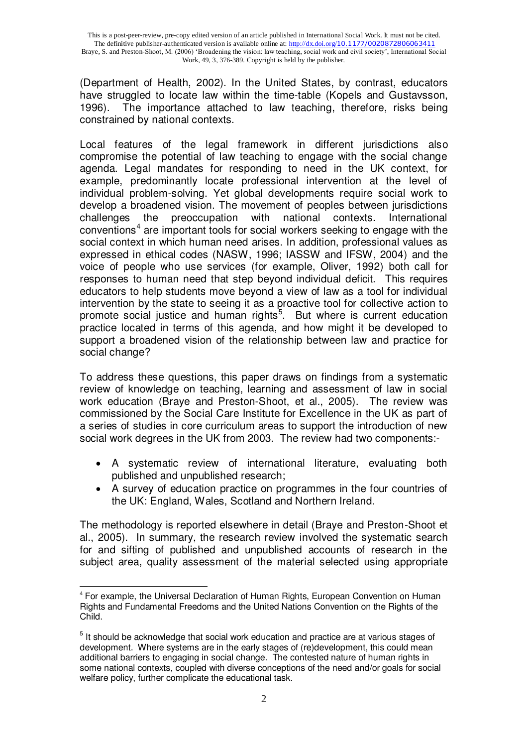(Department of Health, 2002). In the United States, by contrast, educators have struggled to locate law within the time-table (Kopels and Gustavsson, 1996). The importance attached to law teaching, therefore, risks being constrained by national contexts.

Local features of the legal framework in different jurisdictions also compromise the potential of law teaching to engage with the social change agenda. Legal mandates for responding to need in the UK context, for example, predominantly locate professional intervention at the level of individual problem-solving. Yet global developments require social work to develop a broadened vision. The movement of peoples between jurisdictions challenges the preoccupation with national contexts. International conventions[4] are important tools for social workers seeking to engage with the social context in which human need arises. In addition, professional values as expressed in ethical codes (NASW, 1996; IASSW and IFSW, 2004) and the voice of people who use services (for example, Oliver, 1992) both call for responses to human need that step beyond individual deficit. This requires educators to help students move beyond a view of law as a tool for individual intervention by the state to seeing it as a proactive tool for collective action to promote social justice and human rights[5]. But where is current education practice located in terms of this agenda, and how might it be developed to support a broadened vision of the relationship between law and practice for social change?

To address these questions, this paper draws on findings from a systematic review of knowledge on teaching, learning and assessment of law in social work education (Braye and Preston-Shoot, et al., 2005). The review was commissioned by the Social Care Institute for Excellence in the UK as part of a series of studies in core curriculum areas to support the introduction of new social work degrees in the UK from 2003. The review had two components:-

- A systematic review of international literature, evaluating both published and unpublished research;
- A survey of education practice on programmes in the four countries of the UK: England, Wales, Scotland and Northern Ireland.

The methodology is reported elsewhere in detail (Braye and Preston-Shoot et al., 2005). In summary, the research review involved the systematic search for and sifting of published and unpublished accounts of research in the subject area, quality assessment of the material selected using appropriate

---

[4] For example, the Universal Declaration of Human Rights, European Convention on Human Rights and Fundamental Freedoms and the United Nations Convention on the Rights of the Child.

[5] It should be acknowledge that social work education and practice are at various stages of development. Where systems are in the early stages of (re)development, this could mean additional barriers to engaging in social change. The contested nature of human rights in some national contexts, coupled with diverse conceptions of the need and/or goals for social welfare policy, further complicate the educational task.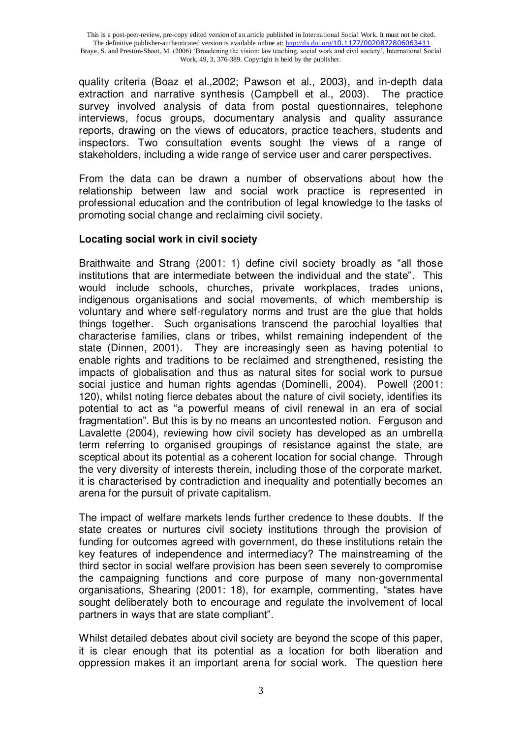quality criteria (Boaz et al.,2002; Pawson et al., 2003), and in-depth data extraction and narrative synthesis (Campbell et al., 2003). The practice survey involved analysis of data from postal questionnaires, telephone interviews, focus groups, documentary analysis and quality assurance reports, drawing on the views of educators, practice teachers, students and inspectors. Two consultation events sought the views of a range of stakeholders, including a wide range of service user and carer perspectives.

From the data can be drawn a number of observations about how the relationship between law and social work practice is represented in professional education and the contribution of legal knowledge to the tasks of promoting social change and reclaiming civil society.

**Locating social work in civil society**

Braithwaite and Strang (2001: 1) define civil society broadly as "all those institutions that are intermediate between the individual and the state". This would include schools, churches, private workplaces, trades unions, indigenous organisations and social movements, of which membership is voluntary and where self-regulatory norms and trust are the glue that holds things together. Such organisations transcend the parochial loyalties that characterise families, clans or tribes, whilst remaining independent of the state (Dinnen, 2001). They are increasingly seen as having potential to enable rights and traditions to be reclaimed and strengthened, resisting the impacts of globalisation and thus as natural sites for social work to pursue social justice and human rights agendas (Dominelli, 2004). Powell (2001: 120), whilst noting fierce debates about the nature of civil society, identifies its potential to act as "a powerful means of civil renewal in an era of social fragmentation". But this is by no means an uncontested notion. Ferguson and Lavalette (2004), reviewing how civil society has developed as an umbrella term referring to organised groupings of resistance against the state, are sceptical about its potential as a coherent location for social change. Through the very diversity of interests therein, including those of the corporate market, it is characterised by contradiction and inequality and potentially becomes an arena for the pursuit of private capitalism.

The impact of welfare markets lends further credence to these doubts. If the state creates or nurtures civil society institutions through the provision of funding for outcomes agreed with government, do these institutions retain the key features of independence and intermediacy? The mainstreaming of the third sector in social welfare provision has been seen severely to compromise the campaigning functions and core purpose of many non-governmental organisations, Shearing (2001: 18), for example, commenting, "states have sought deliberately both to encourage and regulate the involvement of local partners in ways that are state compliant".

Whilst detailed debates about civil society are beyond the scope of this paper, it is clear enough that its potential as a location for both liberation and oppression makes it an important arena for social work. The question here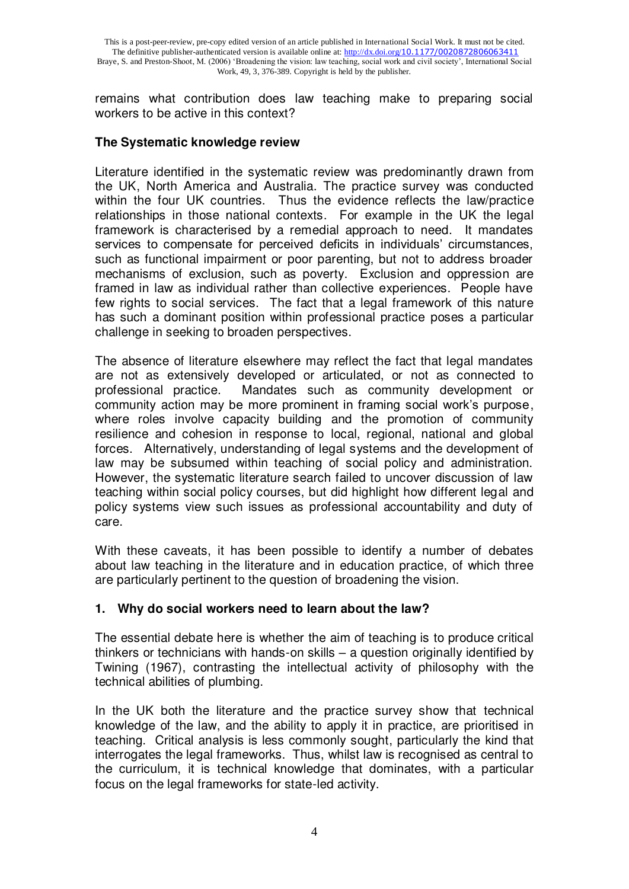remains what contribution does law teaching make to preparing social workers to be active in this context?

**The Systematic knowledge review**

Literature identified in the systematic review was predominantly drawn from the UK, North America and Australia. The practice survey was conducted within the four UK countries. Thus the evidence reflects the law/practice relationships in those national contexts. For example in the UK the legal framework is characterised by a remedial approach to need. It mandates services to compensate for perceived deficits in individuals' circumstances, such as functional impairment or poor parenting, but not to address broader mechanisms of exclusion, such as poverty. Exclusion and oppression are framed in law as individual rather than collective experiences. People have few rights to social services. The fact that a legal framework of this nature has such a dominant position within professional practice poses a particular challenge in seeking to broaden perspectives.

The absence of literature elsewhere may reflect the fact that legal mandates are not as extensively developed or articulated, or not as connected to professional practice. Mandates such as community development or community action may be more prominent in framing social work's purpose, where roles involve capacity building and the promotion of community resilience and cohesion in response to local, regional, national and global forces. Alternatively, understanding of legal systems and the development of law may be subsumed within teaching of social policy and administration. However, the systematic literature search failed to uncover discussion of law teaching within social policy courses, but did highlight how different legal and policy systems view such issues as professional accountability and duty of care.

With these caveats, it has been possible to identify a number of debates about law teaching in the literature and in education practice, of which three are particularly pertinent to the question of broadening the vision.

**1. Why do social workers need to learn about the law?**

The essential debate here is whether the aim of teaching is to produce critical thinkers or technicians with hands-on skills – a question originally identified by Twining (1967), contrasting the intellectual activity of philosophy with the technical abilities of plumbing.

In the UK both the literature and the practice survey show that technical knowledge of the law, and the ability to apply it in practice, are prioritised in teaching. Critical analysis is less commonly sought, particularly the kind that interrogates the legal frameworks. Thus, whilst law is recognised as central to the curriculum, it is technical knowledge that dominates, with a particular focus on the legal frameworks for state-led activity.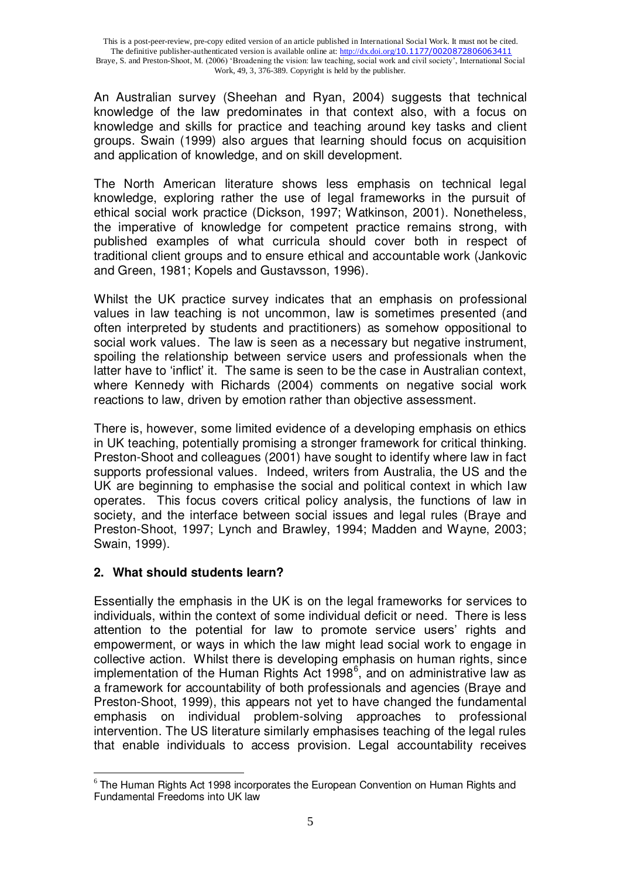An Australian survey (Sheehan and Ryan, 2004) suggests that technical knowledge of the law predominates in that context also, with a focus on knowledge and skills for practice and teaching around key tasks and client groups. Swain (1999) also argues that learning should focus on acquisition and application of knowledge, and on skill development.

The North American literature shows less emphasis on technical legal knowledge, exploring rather the use of legal frameworks in the pursuit of ethical social work practice (Dickson, 1997; Watkinson, 2001). Nonetheless, the imperative of knowledge for competent practice remains strong, with published examples of what curricula should cover both in respect of traditional client groups and to ensure ethical and accountable work (Jankovic and Green, 1981; Kopels and Gustavsson, 1996).

Whilst the UK practice survey indicates that an emphasis on professional values in law teaching is not uncommon, law is sometimes presented (and often interpreted by students and practitioners) as somehow oppositional to social work values. The law is seen as a necessary but negative instrument, spoiling the relationship between service users and professionals when the latter have to 'inflict' it. The same is seen to be the case in Australian context, where Kennedy with Richards (2004) comments on negative social work reactions to law, driven by emotion rather than objective assessment.

There is, however, some limited evidence of a developing emphasis on ethics in UK teaching, potentially promising a stronger framework for critical thinking. Preston-Shoot and colleagues (2001) have sought to identify where law in fact supports professional values. Indeed, writers from Australia, the US and the UK are beginning to emphasise the social and political context in which law operates. This focus covers critical policy analysis, the functions of law in society, and the interface between social issues and legal rules (Braye and Preston-Shoot, 1997; Lynch and Brawley, 1994; Madden and Wayne, 2003; Swain, 1999).

## 2. What should students learn?

Essentially the emphasis in the UK is on the legal frameworks for services to individuals, within the context of some individual deficit or need. There is less attention to the potential for law to promote service users' rights and empowerment, or ways in which the law might lead social work to engage in collective action. Whilst there is developing emphasis on human rights, since implementation of the Human Rights Act 1998[6], and on administrative law as a framework for accountability of both professionals and agencies (Braye and Preston-Shoot, 1999), this appears not yet to have changed the fundamental emphasis on individual problem-solving approaches to professional intervention. The US literature similarly emphasises teaching of the legal rules that enable individuals to access provision. Legal accountability receives

[6] The Human Rights Act 1998 incorporates the European Convention on Human Rights and Fundamental Freedoms into UK law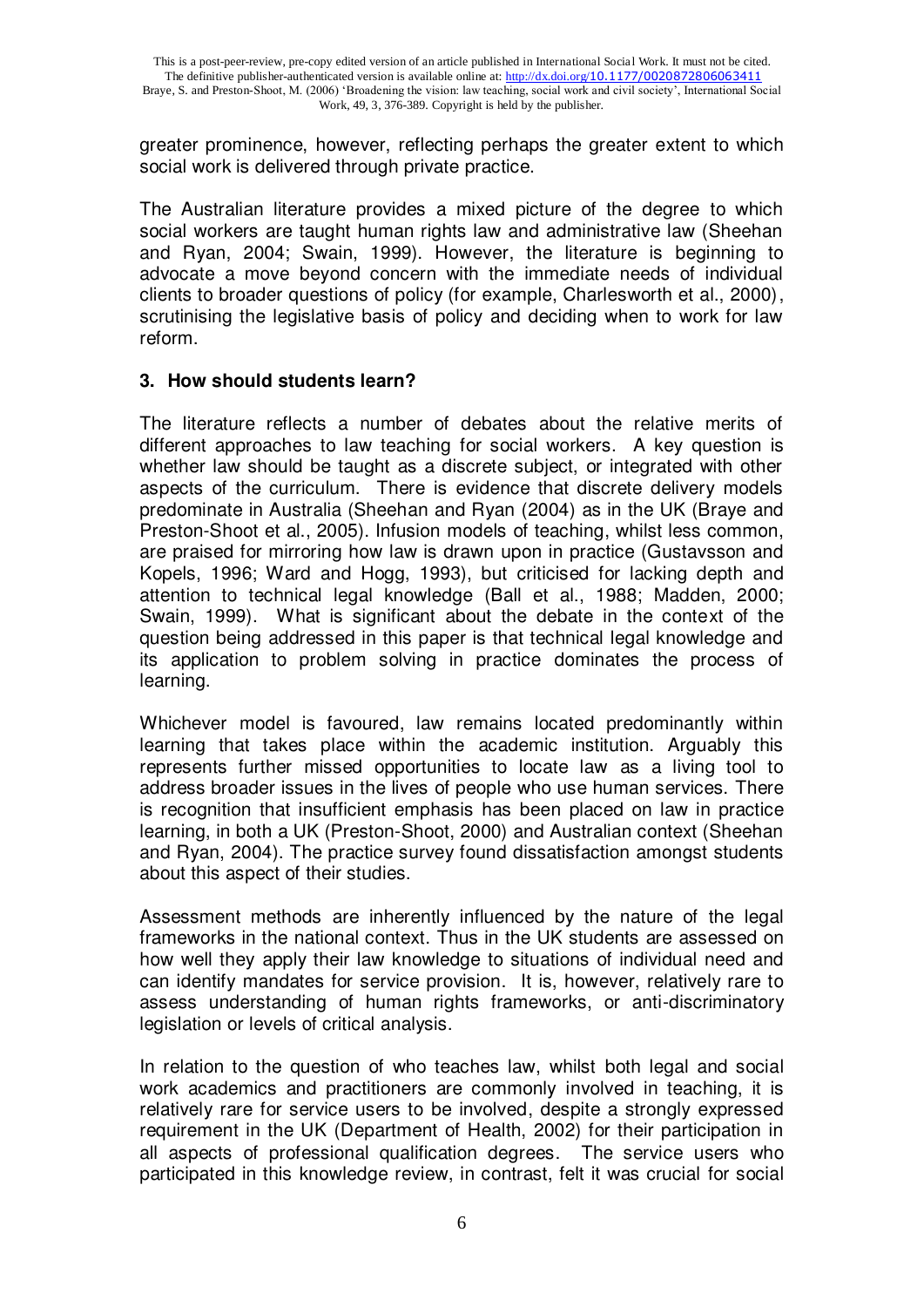greater prominence, however, reflecting perhaps the greater extent to which social work is delivered through private practice.

The Australian literature provides a mixed picture of the degree to which social workers are taught human rights law and administrative law (Sheehan and Ryan, 2004; Swain, 1999). However, the literature is beginning to advocate a move beyond concern with the immediate needs of individual clients to broader questions of policy (for example, Charlesworth et al., 2000), scrutinising the legislative basis of policy and deciding when to work for law reform.

### 3. How should students learn?

The literature reflects a number of debates about the relative merits of different approaches to law teaching for social workers. A key question is whether law should be taught as a discrete subject, or integrated with other aspects of the curriculum. There is evidence that discrete delivery models predominate in Australia (Sheehan and Ryan (2004) as in the UK (Braye and Preston-Shoot et al., 2005). Infusion models of teaching, whilst less common, are praised for mirroring how law is drawn upon in practice (Gustavsson and Kopels, 1996; Ward and Hogg, 1993), but criticised for lacking depth and attention to technical legal knowledge (Ball et al., 1988; Madden, 2000; Swain, 1999). What is significant about the debate in the context of the question being addressed in this paper is that technical legal knowledge and its application to problem solving in practice dominates the process of learning.

Whichever model is favoured, law remains located predominantly within learning that takes place within the academic institution. Arguably this represents further missed opportunities to locate law as a living tool to address broader issues in the lives of people who use human services. There is recognition that insufficient emphasis has been placed on law in practice learning, in both a UK (Preston-Shoot, 2000) and Australian context (Sheehan and Ryan, 2004). The practice survey found dissatisfaction amongst students about this aspect of their studies.

Assessment methods are inherently influenced by the nature of the legal frameworks in the national context. Thus in the UK students are assessed on how well they apply their law knowledge to situations of individual need and can identify mandates for service provision. It is, however, relatively rare to assess understanding of human rights frameworks, or anti-discriminatory legislation or levels of critical analysis.

In relation to the question of who teaches law, whilst both legal and social work academics and practitioners are commonly involved in teaching, it is relatively rare for service users to be involved, despite a strongly expressed requirement in the UK (Department of Health, 2002) for their participation in all aspects of professional qualification degrees. The service users who participated in this knowledge review, in contrast, felt it was crucial for social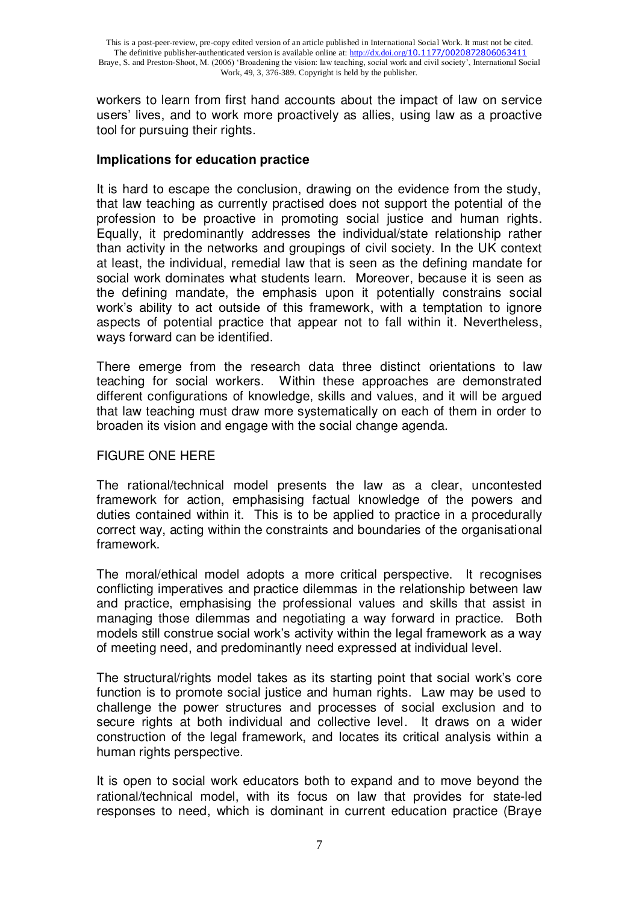workers to learn from first hand accounts about the impact of law on service users' lives, and to work more proactively as allies, using law as a proactive tool for pursuing their rights.

### Implications for education practice

It is hard to escape the conclusion, drawing on the evidence from the study, that law teaching as currently practised does not support the potential of the profession to be proactive in promoting social justice and human rights. Equally, it predominantly addresses the individual/state relationship rather than activity in the networks and groupings of civil society. In the UK context at least, the individual, remedial law that is seen as the defining mandate for social work dominates what students learn. Moreover, because it is seen as the defining mandate, the emphasis upon it potentially constrains social work's ability to act outside of this framework, with a temptation to ignore aspects of potential practice that appear not to fall within it. Nevertheless, ways forward can be identified.

There emerge from the research data three distinct orientations to law teaching for social workers. Within these approaches are demonstrated different configurations of knowledge, skills and values, and it will be argued that law teaching must draw more systematically on each of them in order to broaden its vision and engage with the social change agenda.

FIGURE ONE HERE

The rational/technical model presents the law as a clear, uncontested framework for action, emphasising factual knowledge of the powers and duties contained within it. This is to be applied to practice in a procedurally correct way, acting within the constraints and boundaries of the organisational framework.

The moral/ethical model adopts a more critical perspective. It recognises conflicting imperatives and practice dilemmas in the relationship between law and practice, emphasising the professional values and skills that assist in managing those dilemmas and negotiating a way forward in practice. Both models still construe social work's activity within the legal framework as a way of meeting need, and predominantly need expressed at individual level.

The structural/rights model takes as its starting point that social work's core function is to promote social justice and human rights. Law may be used to challenge the power structures and processes of social exclusion and to secure rights at both individual and collective level. It draws on a wider construction of the legal framework, and locates its critical analysis within a human rights perspective.

It is open to social work educators both to expand and to move beyond the rational/technical model, with its focus on law that provides for state-led responses to need, which is dominant in current education practice (Braye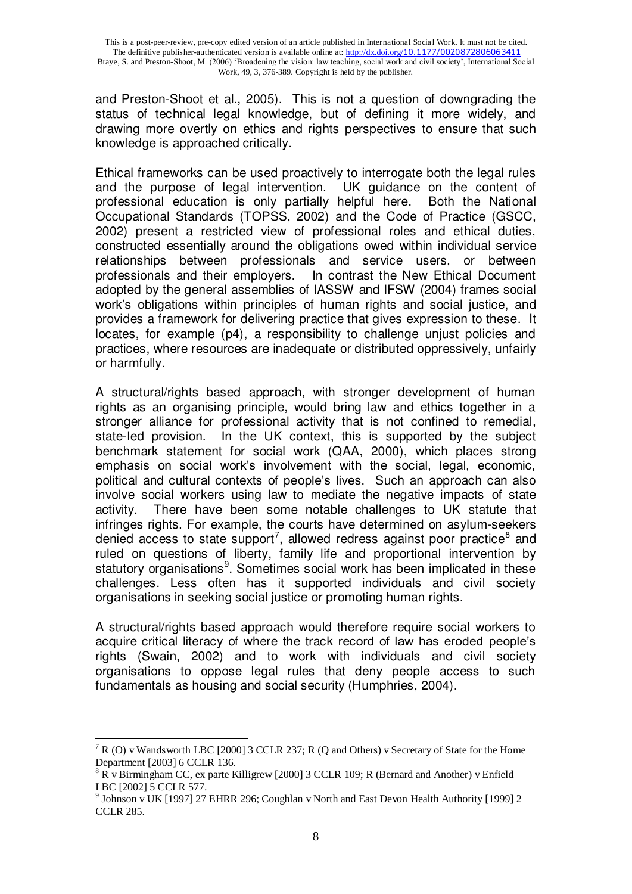and Preston-Shoot et al., 2005). This is not a question of downgrading the status of technical legal knowledge, but of defining it more widely, and drawing more overtly on ethics and rights perspectives to ensure that such knowledge is approached critically.

Ethical frameworks can be used proactively to interrogate both the legal rules and the purpose of legal intervention. UK guidance on the content of professional education is only partially helpful here. Both the National Occupational Standards (TOPSS, 2002) and the Code of Practice (GSCC, 2002) present a restricted view of professional roles and ethical duties, constructed essentially around the obligations owed within individual service relationships between professionals and service users, or between professionals and their employers. In contrast the New Ethical Document adopted by the general assemblies of IASSW and IFSW (2004) frames social work's obligations within principles of human rights and social justice, and provides a framework for delivering practice that gives expression to these. It locates, for example (p4), a responsibility to challenge unjust policies and practices, where resources are inadequate or distributed oppressively, unfairly or harmfully.

A structural/rights based approach, with stronger development of human rights as an organising principle, would bring law and ethics together in a stronger alliance for professional activity that is not confined to remedial, state-led provision. In the UK context, this is supported by the subject benchmark statement for social work (QAA, 2000), which places strong emphasis on social work's involvement with the social, legal, economic, political and cultural contexts of people's lives. Such an approach can also involve social workers using law to mediate the negative impacts of state activity. There have been some notable challenges to UK statute that infringes rights. For example, the courts have determined on asylum-seekers denied access to state support[7], allowed redress against poor practice[8] and ruled on questions of liberty, family life and proportional intervention by statutory organisations[9]. Sometimes social work has been implicated in these challenges. Less often has it supported individuals and civil society organisations in seeking social justice or promoting human rights.

A structural/rights based approach would therefore require social workers to acquire critical literacy of where the track record of law has eroded people's rights (Swain, 2002) and to work with individuals and civil society organisations to oppose legal rules that deny people access to such fundamentals as housing and social security (Humphries, 2004).

---

[7] R (O) v Wandsworth LBC [2000] 3 CCLR 237; R (Q and Others) v Secretary of State for the Home Department [2003] 6 CCLR 136.

[8] R v Birmingham CC, ex parte Killigrew [2000] 3 CCLR 109; R (Bernard and Another) v Enfield LBC [2002] 5 CCLR 577.

[9] Johnson v UK [1997] 27 EHRR 296; Coughlan v North and East Devon Health Authority [1999] 2 CCLR 285.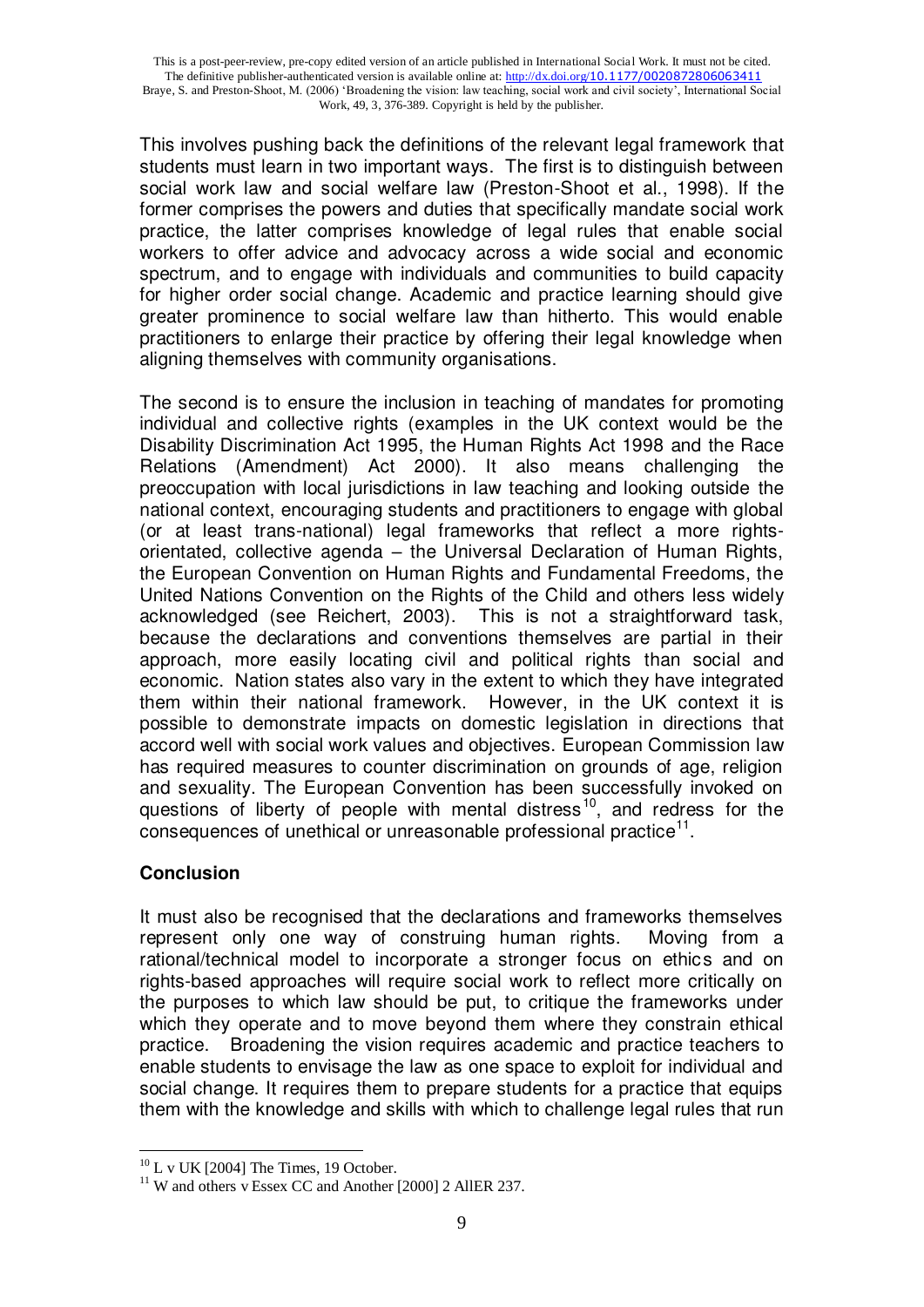This involves pushing back the definitions of the relevant legal framework that students must learn in two important ways. The first is to distinguish between social work law and social welfare law (Preston-Shoot et al., 1998). If the former comprises the powers and duties that specifically mandate social work practice, the latter comprises knowledge of legal rules that enable social workers to offer advice and advocacy across a wide social and economic spectrum, and to engage with individuals and communities to build capacity for higher order social change. Academic and practice learning should give greater prominence to social welfare law than hitherto. This would enable practitioners to enlarge their practice by offering their legal knowledge when aligning themselves with community organisations.

The second is to ensure the inclusion in teaching of mandates for promoting individual and collective rights (examples in the UK context would be the Disability Discrimination Act 1995, the Human Rights Act 1998 and the Race Relations (Amendment) Act 2000). It also means challenging the preoccupation with local jurisdictions in law teaching and looking outside the national context, encouraging students and practitioners to engage with global (or at least trans-national) legal frameworks that reflect a more rights-orientated, collective agenda – the Universal Declaration of Human Rights, the European Convention on Human Rights and Fundamental Freedoms, the United Nations Convention on the Rights of the Child and others less widely acknowledged (see Reichert, 2003). This is not a straightforward task, because the declarations and conventions themselves are partial in their approach, more easily locating civil and political rights than social and economic. Nation states also vary in the extent to which they have integrated them within their national framework. However, in the UK context it is possible to demonstrate impacts on domestic legislation in directions that accord well with social work values and objectives. European Commission law has required measures to counter discrimination on grounds of age, religion and sexuality. The European Convention has been successfully invoked on questions of liberty of people with mental distress[10], and redress for the consequences of unethical or unreasonable professional practice[11].

## Conclusion

It must also be recognised that the declarations and frameworks themselves represent only one way of construing human rights. Moving from a rational/technical model to incorporate a stronger focus on ethics and on rights-based approaches will require social work to reflect more critically on the purposes to which law should be put, to critique the frameworks under which they operate and to move beyond them where they constrain ethical practice. Broadening the vision requires academic and practice teachers to enable students to envisage the law as one space to exploit for individual and social change. It requires them to prepare students for a practice that equips them with the knowledge and skills with which to challenge legal rules that run

---

[10] L v UK [2004] The Times, 19 October.

[11] W and others v Essex CC and Another [2000] 2 AllER 237.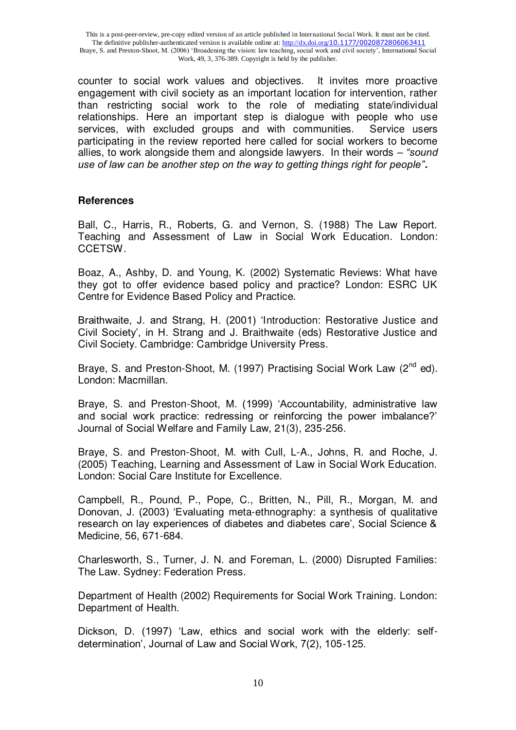counter to social work values and objectives. It invites more proactive engagement with civil society as an important location for intervention, rather than restricting social work to the role of mediating state/individual relationships. Here an important step is dialogue with people who use services, with excluded groups and with communities. Service users participating in the review reported here called for social workers to become allies, to work alongside them and alongside lawyers. In their words – *"sound use of law can be another step on the way to getting things right for people".*

## References

Ball, C., Harris, R., Roberts, G. and Vernon, S. (1988) The Law Report. Teaching and Assessment of Law in Social Work Education. London: CCETSW.

Boaz, A., Ashby, D. and Young, K. (2002) Systematic Reviews: What have they got to offer evidence based policy and practice? London: ESRC UK Centre for Evidence Based Policy and Practice.

Braithwaite, J. and Strang, H. (2001) 'Introduction: Restorative Justice and Civil Society', in H. Strang and J. Braithwaite (eds) Restorative Justice and Civil Society. Cambridge: Cambridge University Press.

Braye, S. and Preston-Shoot, M. (1997) Practising Social Work Law (2nd ed). London: Macmillan.

Braye, S. and Preston-Shoot, M. (1999) 'Accountability, administrative law and social work practice: redressing or reinforcing the power imbalance?' Journal of Social Welfare and Family Law, 21(3), 235-256.

Braye, S. and Preston-Shoot, M. with Cull, L-A., Johns, R. and Roche, J. (2005) Teaching, Learning and Assessment of Law in Social Work Education. London: Social Care Institute for Excellence.

Campbell, R., Pound, P., Pope, C., Britten, N., Pill, R., Morgan, M. and Donovan, J. (2003) 'Evaluating meta-ethnography: a synthesis of qualitative research on lay experiences of diabetes and diabetes care', Social Science & Medicine, 56, 671-684.

Charlesworth, S., Turner, J. N. and Foreman, L. (2000) Disrupted Families: The Law. Sydney: Federation Press.

Department of Health (2002) Requirements for Social Work Training. London: Department of Health.

Dickson, D. (1997) 'Law, ethics and social work with the elderly: self-determination', Journal of Law and Social Work, 7(2), 105-125.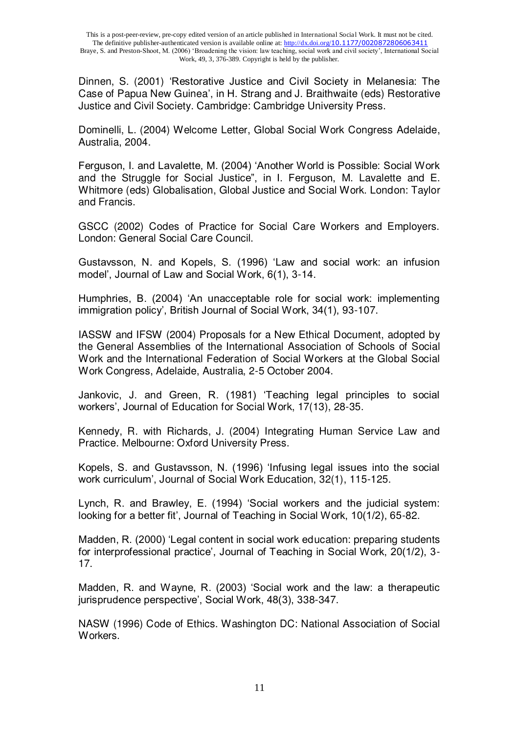Dinnen, S. (2001) 'Restorative Justice and Civil Society in Melanesia: The Case of Papua New Guinea', in H. Strang and J. Braithwaite (eds) Restorative Justice and Civil Society. Cambridge: Cambridge University Press.

Dominelli, L. (2004) Welcome Letter, Global Social Work Congress Adelaide, Australia, 2004.

Ferguson, I. and Lavalette, M. (2004) 'Another World is Possible: Social Work and the Struggle for Social Justice", in I. Ferguson, M. Lavalette and E. Whitmore (eds) Globalisation, Global Justice and Social Work. London: Taylor and Francis.

GSCC (2002) Codes of Practice for Social Care Workers and Employers. London: General Social Care Council.

Gustavsson, N. and Kopels, S. (1996) 'Law and social work: an infusion model', Journal of Law and Social Work, 6(1), 3-14.

Humphries, B. (2004) 'An unacceptable role for social work: implementing immigration policy', British Journal of Social Work, 34(1), 93-107.

IASSW and IFSW (2004) Proposals for a New Ethical Document, adopted by the General Assemblies of the International Association of Schools of Social Work and the International Federation of Social Workers at the Global Social Work Congress, Adelaide, Australia, 2-5 October 2004.

Jankovic, J. and Green, R. (1981) 'Teaching legal principles to social workers', Journal of Education for Social Work, 17(13), 28-35.

Kennedy, R. with Richards, J. (2004) Integrating Human Service Law and Practice. Melbourne: Oxford University Press.

Kopels, S. and Gustavsson, N. (1996) 'Infusing legal issues into the social work curriculum', Journal of Social Work Education, 32(1), 115-125.

Lynch, R. and Brawley, E. (1994) 'Social workers and the judicial system: looking for a better fit', Journal of Teaching in Social Work, 10(1/2), 65-82.

Madden, R. (2000) 'Legal content in social work education: preparing students for interprofessional practice', Journal of Teaching in Social Work, 20(1/2), 3-17.

Madden, R. and Wayne, R. (2003) 'Social work and the law: a therapeutic jurisprudence perspective', Social Work, 48(3), 338-347.

NASW (1996) Code of Ethics. Washington DC: National Association of Social Workers.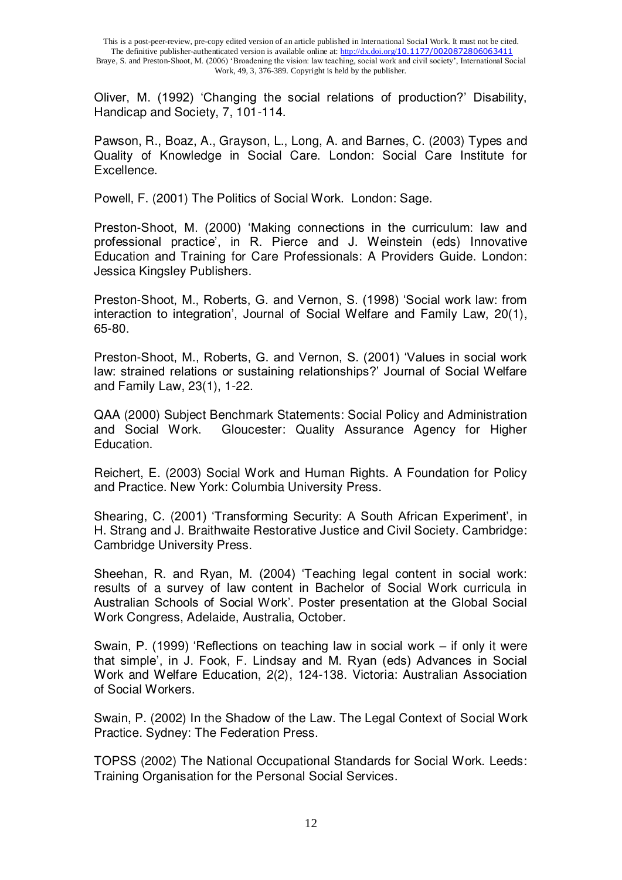Oliver, M. (1992) 'Changing the social relations of production?' Disability, Handicap and Society, 7, 101-114.

Pawson, R., Boaz, A., Grayson, L., Long, A. and Barnes, C. (2003) Types and Quality of Knowledge in Social Care. London: Social Care Institute for Excellence.

Powell, F. (2001) The Politics of Social Work. London: Sage.

Preston-Shoot, M. (2000) 'Making connections in the curriculum: law and professional practice', in R. Pierce and J. Weinstein (eds) Innovative Education and Training for Care Professionals: A Providers Guide. London: Jessica Kingsley Publishers.

Preston-Shoot, M., Roberts, G. and Vernon, S. (1998) 'Social work law: from interaction to integration', Journal of Social Welfare and Family Law, 20(1), 65-80.

Preston-Shoot, M., Roberts, G. and Vernon, S. (2001) 'Values in social work law: strained relations or sustaining relationships?' Journal of Social Welfare and Family Law, 23(1), 1-22.

QAA (2000) Subject Benchmark Statements: Social Policy and Administration and Social Work. Gloucester: Quality Assurance Agency for Higher Education.

Reichert, E. (2003) Social Work and Human Rights. A Foundation for Policy and Practice. New York: Columbia University Press.

Shearing, C. (2001) 'Transforming Security: A South African Experiment', in H. Strang and J. Braithwaite Restorative Justice and Civil Society. Cambridge: Cambridge University Press.

Sheehan, R. and Ryan, M. (2004) 'Teaching legal content in social work: results of a survey of law content in Bachelor of Social Work curricula in Australian Schools of Social Work'. Poster presentation at the Global Social Work Congress, Adelaide, Australia, October.

Swain, P. (1999) 'Reflections on teaching law in social work – if only it were that simple', in J. Fook, F. Lindsay and M. Ryan (eds) Advances in Social Work and Welfare Education, 2(2), 124-138. Victoria: Australian Association of Social Workers.

Swain, P. (2002) In the Shadow of the Law. The Legal Context of Social Work Practice. Sydney: The Federation Press.

TOPSS (2002) The National Occupational Standards for Social Work. Leeds: Training Organisation for the Personal Social Services.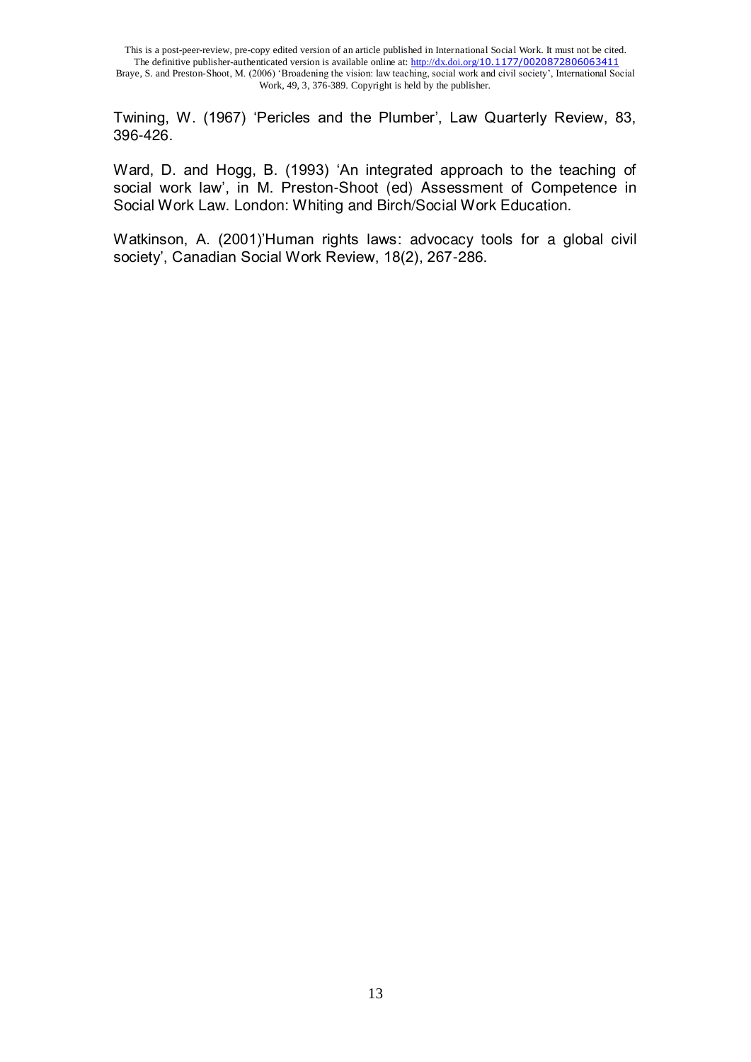Twining, W. (1967) 'Pericles and the Plumber', Law Quarterly Review, 83, 396-426.

Ward, D. and Hogg, B. (1993) 'An integrated approach to the teaching of social work law', in M. Preston-Shoot (ed) Assessment of Competence in Social Work Law. London: Whiting and Birch/Social Work Education.

Watkinson, A. (2001)'Human rights laws: advocacy tools for a global civil society', Canadian Social Work Review, 18(2), 267-286.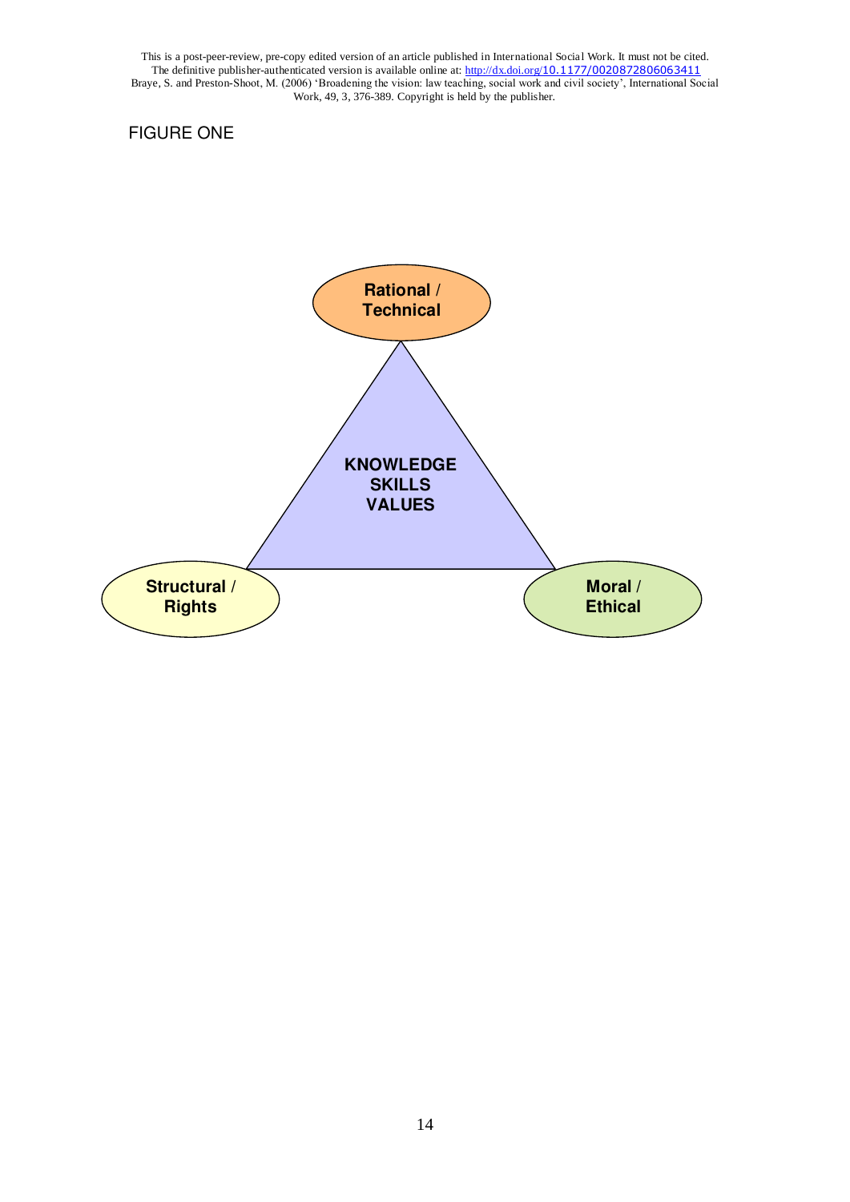FIGURE ONE

Rational / Technical

KNOWLEDGE
SKILLS
VALUES

Structural / Rights

Moral / Ethical